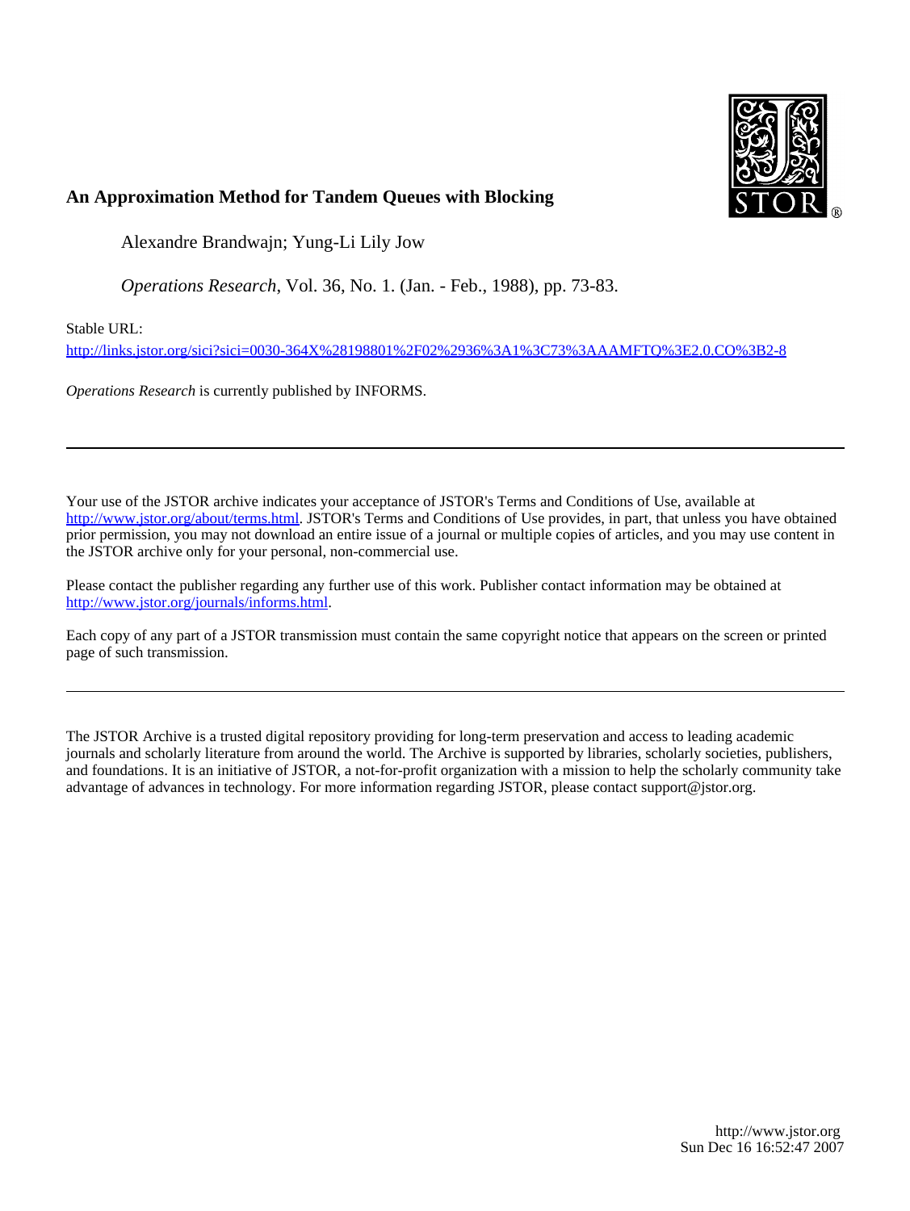**An Approximation Method for Tandem Queues with Blocking**

Alexandre Brandwajn; Yung-Li Lily Jow

*Operations Research*, Vol. 36, No. 1. (Jan. - Feb., 1988), pp. 73-83.

Stable URL:

http://links.jstor.org/sici?sici=0030-364X%28198801%2F02%2936%3A1%3C73%3AAAMFTQ%3E2.0.CO%3B2-8

*Operations Research* is currently published by INFORMS.

---

Your use of the JSTOR archive indicates your acceptance of JSTOR's Terms and Conditions of Use, available at http://www.jstor.org/about/terms.html. JSTOR's Terms and Conditions of Use provides, in part, that unless you have obtained prior permission, you may not download an entire issue of a journal or multiple copies of articles, and you may use content in the JSTOR archive only for your personal, non-commercial use.

Please contact the publisher regarding any further use of this work. Publisher contact information may be obtained at http://www.jstor.org/journals/informs.html.

Each copy of any part of a JSTOR transmission must contain the same copyright notice that appears on the screen or printed page of such transmission.

---

The JSTOR Archive is a trusted digital repository providing for long-term preservation and access to leading academic journals and scholarly literature from around the world. The Archive is supported by libraries, scholarly societies, publishers, and foundations. It is an initiative of JSTOR, a not-for-profit organization with a mission to help the scholarly community take advantage of advances in technology. For more information regarding JSTOR, please contact support@jstor.org.

http://www.jstor.org
Sun Dec 16 16:52:47 2007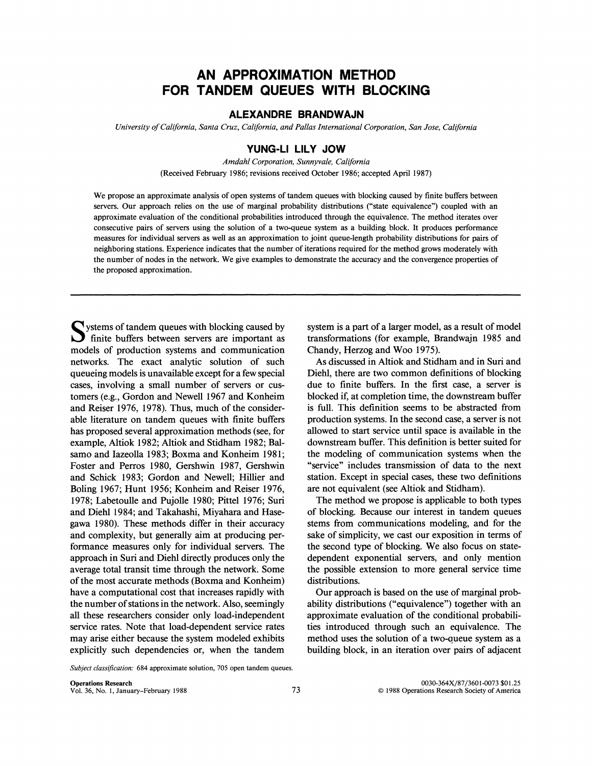# AN APPROXIMATION METHOD FOR TANDEM QUEUES WITH BLOCKING

**ALEXANDRE BRANDWAJN**

*University of California, Santa Cruz, California, and Pallas International Corporation, San Jose, California*

**YUNG-LI LILY JOW**

*Amdahl Corporation, Sunnyvale, California*

(Received February 1986; revisions received October 1986; accepted April 1987)

We propose an approximate analysis of open systems of tandem queues with blocking caused by finite buffers between servers. Our approach relies on the use of marginal probability distributions ("state equivalence") coupled with an approximate evaluation of the conditional probabilities introduced through the equivalence. The method iterates over consecutive pairs of servers using the solution of a two-queue system as a building block. It produces performance measures for individual servers as well as an approximation to joint queue-length probability distributions for pairs of neighboring stations. Experience indicates that the number of iterations required for the method grows moderately with the number of nodes in the network. We give examples to demonstrate the accuracy and the convergence properties of the proposed approximation.

---

Systems of tandem queues with blocking caused by finite buffers between servers are important as models of production systems and communication networks. The exact analytic solution of such queueing models is unavailable except for a few special cases, involving a small number of servers or customers (e.g., Gordon and Newell 1967 and Konheim and Reiser 1976, 1978). Thus, much of the considerable literature on tandem queues with finite buffers has proposed several approximation methods (see, for example, Altiok 1982; Altiok and Stidham 1982; Balsamo and Iazeolla 1983; Boxma and Konheim 1981; Foster and Perros 1980, Gershwin 1987, Gershwin and Schick 1983; Gordon and Newell; Hillier and Boling 1967; Hunt 1956; Konheim and Reiser 1976, 1978; Labetoulle and Pujolle 1980; Pittel 1976; Suri and Diehl 1984; and Takahashi, Miyahara and Hasegawa 1980). These methods differ in their accuracy and complexity, but generally aim at producing performance measures only for individual servers. The approach in Suri and Diehl directly produces only the average total transit time through the network. Some of the most accurate methods (Boxma and Konheim) have a computational cost that increases rapidly with the number of stations in the network. Also, seemingly all these researchers consider only load-independent service rates. Note that load-dependent service rates may arise either because the system modeled exhibits explicitly such dependencies or, when the tandem system is a part of a larger model, as a result of model transformations (for example, Brandwajn 1985 and Chandy, Herzog and Woo 1975).

As discussed in Altiok and Stidham and in Suri and Diehl, there are two common definitions of blocking due to finite buffers. In the first case, a server is blocked if, at completion time, the downstream buffer is full. This definition seems to be abstracted from production systems. In the second case, a server is not allowed to start service until space is available in the downstream buffer. This definition is better suited for the modeling of communication systems when the "service" includes transmission of data to the next station. Except in special cases, these two definitions are not equivalent (see Altiok and Stidham).

The method we propose is applicable to both types of blocking. Because our interest in tandem queues stems from communications modeling, and for the sake of simplicity, we cast our exposition in terms of the second type of blocking. We also focus on state-dependent exponential servers, and only mention the possible extension to more general service time distributions.

Our approach is based on the use of marginal probability distributions ("equivalence") together with an approximate evaluation of the conditional probabilities introduced through such an equivalence. The method uses the solution of a two-queue system as a building block, in an iteration over pairs of adjacent

*Subject classification:* 684 approximate solution, 705 open tandem queues.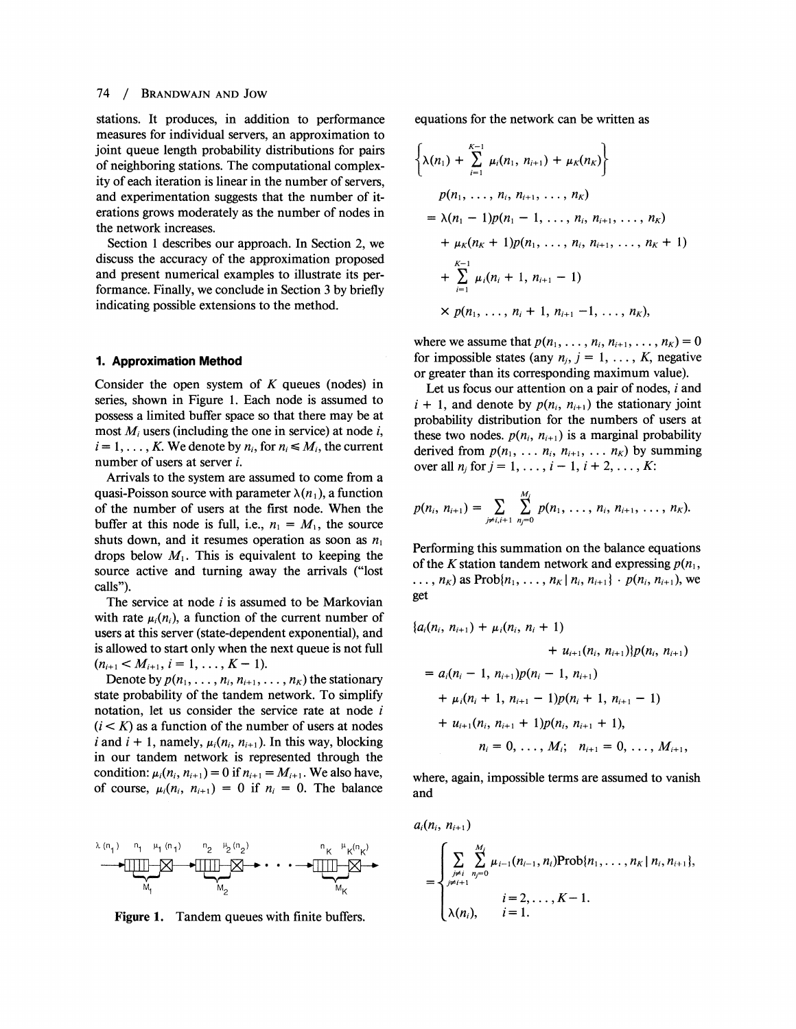stations. It produces, in addition to performance measures for individual servers, an approximation to joint queue length probability distributions for pairs of neighboring stations. The computational complexity of each iteration is linear in the number of servers, and experimentation suggests that the number of iterations grows moderately as the number of nodes in the network increases.

Section 1 describes our approach. In Section 2, we discuss the accuracy of the approximation proposed and present numerical examples to illustrate its performance. Finally, we conclude in Section 3 by briefly indicating possible extensions to the method.

## 1. Approximation Method

Consider the open system of $K$ queues (nodes) in series, shown in Figure 1. Each node is assumed to possess a limited buffer space so that there may be at most $M_i$ users (including the one in service) at node $i$, $i = 1, \ldots, K$. We denote by $n_i$, for $n_i \leq M_i$, the current number of users at server $i$.

Arrivals to the system are assumed to come from a quasi-Poisson source with parameter $\lambda(n_1)$, a function of the number of users at the first node. When the buffer at this node is full, i.e., $n_1 = M_1$, the source shuts down, and it resumes operation as soon as $n_1$ drops below $M_1$. This is equivalent to keeping the source active and turning away the arrivals ("lost calls").

The service at node $i$ is assumed to be Markovian with rate $\mu_i(n_i)$, a function of the current number of users at this server (state-dependent exponential), and is allowed to start only when the next queue is not full ($n_{i+1} < M_{i+1}$, $i = 1, \ldots, K-1$).

Denote by $p(n_1, \ldots, n_i, n_{i+1}, \ldots, n_K)$ the stationary state probability of the tandem network. To simplify notation, let us consider the service rate at node $i$ ($i < K$) as a function of the number of users at nodes $i$ and $i+1$, namely, $\mu_i(n_i, n_{i+1})$. In this way, blocking in our tandem network is represented through the condition: $\mu_i(n_i, n_{i+1}) = 0$ if $n_{i+1} = M_{i+1}$. We also have, of course, $\mu_i(n_i, n_{i+1}) = 0$ if $n_i = 0$. The balance equations for the network can be written as

$$
\begin{aligned}
&\left\{\lambda(n_1) + \sum_{i=1}^{K-1} \mu_i(n_1, n_{i+1}) + \mu_K(n_K)\right\} \\
&\quad p(n_1, \ldots, n_i, n_{i+1}, \ldots, n_K) \\
&\quad = \lambda(n_1 - 1)p(n_1 - 1, \ldots, n_i, n_{i+1}, \ldots, n_K) \\
&\quad + \mu_K(n_K + 1)p(n_1, \ldots, n_i, n_{i+1}, \ldots, n_K + 1) \\
&\quad + \sum_{i=1}^{K-1} \mu_i(n_i + 1, n_{i+1} - 1) \\
&\quad \times p(n_1, \ldots, n_i + 1, n_{i+1} - 1, \ldots, n_K),
\end{aligned}
$$

where we assume that $p(n_1, \ldots, n_i, n_{i+1}, \ldots, n_K) = 0$ for impossible states (any $n_j$, $j = 1, \ldots, K$, negative or greater than its corresponding maximum value).

Let us focus our attention on a pair of nodes, $i$ and $i+1$, and denote by $p(n_i, n_{i+1})$ the stationary joint probability distribution for the numbers of users at these two nodes. $p(n_i, n_{i+1})$ is a marginal probability derived from $p(n_1, \ldots n_i, n_{i+1}, \ldots n_K)$ by summing over all $n_j$ for $j = 1, \ldots, i-1, i+2, \ldots, K$:

$$
p(n_i, n_{i+1}) = \sum_{j \neq i, i+1} \sum_{n_j = 0}^{M_j} p(n_1, \ldots, n_i, n_{i+1}, \ldots, n_K).
$$

Performing this summation on the balance equations of the $K$ station tandem network and expressing $p(n_1, \ldots, n_K)$ as $\text{Prob}\{n_1, \ldots, n_K \mid n_i, n_{i+1}\} \cdot p(n_i, n_{i+1})$, we get

$$
\begin{aligned}
&\{a_i(n_i, n_{i+1}) + \mu_i(n_i, n_i + 1) \\
&\qquad + u_{i+1}(n_i, n_{i+1})\}p(n_i, n_{i+1}) \\
&\quad = a_i(n_i - 1, n_{i+1})p(n_i - 1, n_{i+1}) \\
&\quad + \mu_i(n_i + 1, n_{i+1} - 1)p(n_i + 1, n_{i+1} - 1) \\
&\quad + u_{i+1}(n_i, n_{i+1} + 1)p(n_i, n_{i+1} + 1), \\
&\qquad n_i = 0, \ldots, M_i; \quad n_{i+1} = 0, \ldots, M_{i+1},
\end{aligned}
$$

where, again, impossible terms are assumed to vanish and

$$
a_i(n_i, n_{i+1}) = \begin{cases} \displaystyle\sum_{\substack{j \neq i \\ j \neq i+1}} \sum_{n_j = 0}^{M_j} \mu_{i-1}(n_{i-1}, n_i)\text{Prob}\{n_1, \ldots, n_K \mid n_i, n_{i+1}\}, \\ \qquad\qquad i = 2, \ldots, K-1. \\ \lambda(n_i), \qquad i = 1. \end{cases}
$$

Figure 1. Tandem queues with finite buffers.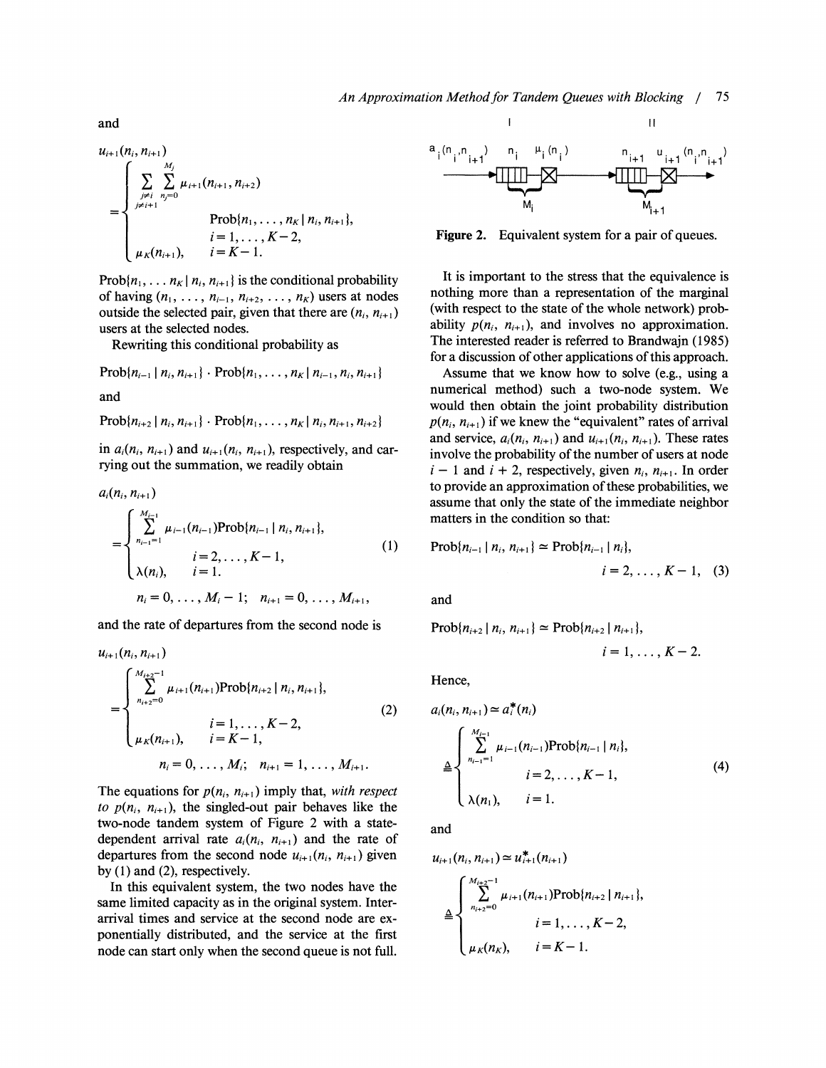and

$$
u_{i+1}(n_i, n_{i+1}) = \begin{cases} \sum_{\substack{j \neq i \\ j \neq i+1}} \sum_{n_j=0}^{M_j} \mu_{i+1}(n_{i+1}, n_{i+2}) \\ \qquad \text{Prob}\{n_1, \ldots, n_K \mid n_i, n_{i+1}\}, \\ \qquad i = 1, \ldots, K-2, \\ \mu_K(n_{i+1}), \quad i = K-1. \end{cases}
$$

$\text{Prob}\{n_1, \ldots n_K \mid n_i, n_{i+1}\}$ is the conditional probability of having $(n_1, \ldots, n_{i-1}, n_{i+2}, \ldots, n_K)$ users at nodes outside the selected pair, given that there are $(n_i, n_{i+1})$ users at the selected nodes.

Rewriting this conditional probability as

$$
\text{Prob}\{n_{i-1} \mid n_i, n_{i+1}\} \cdot \text{Prob}\{n_1, \ldots, n_K \mid n_{i-1}, n_i, n_{i+1}\}
$$

and

$$
\text{Prob}\{n_{i+2} \mid n_i, n_{i+1}\} \cdot \text{Prob}\{n_1, \ldots, n_K \mid n_i, n_{i+1}, n_{i+2}\}
$$

in $a_i(n_i, n_{i+1})$ and $u_{i+1}(n_i, n_{i+1})$, respectively, and carrying out the summation, we readily obtain

$$
a_i(n_i, n_{i+1}) = \begin{cases} \sum_{n_{i-1}=1}^{M_{i-1}} \mu_{i-1}(n_{i-1}) \text{Prob}\{n_{i-1} \mid n_i, n_{i+1}\}, \\ \qquad i = 2, \ldots, K-1, \\ \lambda(n_i), \quad i = 1. \end{cases} \tag{1}
$$

$$
n_i = 0, \ldots, M_i - 1; \quad n_{i+1} = 0, \ldots, M_{i+1},
$$

and the rate of departures from the second node is

$$
u_{i+1}(n_i, n_{i+1}) = \begin{cases} \sum_{n_{i+2}=0}^{M_{i+2}-1} \mu_{i+1}(n_{i+1}) \text{Prob}\{n_{i+2} \mid n_i, n_{i+1}\}, \\ \qquad i = 1, \ldots, K-2, \\ \mu_K(n_{i+1}), \quad i = K-1, \end{cases} \tag{2}
$$

$$
n_i = 0, \ldots, M_i; \quad n_{i+1} = 1, \ldots, M_{i+1}.
$$

The equations for $p(n_i, n_{i+1})$ imply that, *with respect to* $p(n_i, n_{i+1})$, the singled-out pair behaves like the two-node tandem system of Figure 2 with a state-dependent arrival rate $a_i(n_i, n_{i+1})$ and the rate of departures from the second node $u_{i+1}(n_i, n_{i+1})$ given by (1) and (2), respectively.

In this equivalent system, the two nodes have the same limited capacity as in the original system. Interarrival times and service at the second node are exponentially distributed, and the service at the first node can start only when the second queue is not full.

Figure 2. Equivalent system for a pair of queues.

It is important to the stress that the equivalence is nothing more than a representation of the marginal (with respect to the state of the whole network) probability $p(n_i, n_{i+1})$, and involves no approximation. The interested reader is referred to Brandwajn (1985) for a discussion of other applications of this approach.

Assume that we know how to solve (e.g., using a numerical method) such a two-node system. We would then obtain the joint probability distribution $p(n_i, n_{i+1})$ if we knew the "equivalent" rates of arrival and service, $a_i(n_i, n_{i+1})$ and $u_{i+1}(n_i, n_{i+1})$. These rates involve the probability of the number of users at node $i-1$ and $i+2$, respectively, given $n_i, n_{i+1}$. In order to provide an approximation of these probabilities, we assume that only the state of the immediate neighbor matters in the condition so that:

$$
\text{Prob}\{n_{i-1} \mid n_i, n_{i+1}\} \simeq \text{Prob}\{n_{i-1} \mid n_i\}, \quad i = 2, \ldots, K-1, \tag{3}
$$

and

$$
\text{Prob}\{n_{i+2} \mid n_i, n_{i+1}\} \simeq \text{Prob}\{n_{i+2} \mid n_{i+1}\}, \quad i = 1, \ldots, K-2.
$$

Hence,

$$
a_i(n_i, n_{i+1}) \simeq a_i^*(n_i) \triangleq \begin{cases} \sum_{n_{i-1}=1}^{M_{i-1}} \mu_{i-1}(n_{i-1}) \text{Prob}\{n_{i-1} \mid n_i\}, \\ \qquad i = 2, \ldots, K-1, \\ \lambda(n_1), \quad i = 1. \end{cases} \tag{4}
$$

and

$$
u_{i+1}(n_i, n_{i+1}) \simeq u_{i+1}^*(n_{i+1}) \triangleq \begin{cases} \sum_{n_{i+2}=0}^{M_{i+2}-1} \mu_{i+1}(n_{i+1}) \text{Prob}\{n_{i+2} \mid n_{i+1}\}, \\ \qquad i = 1, \ldots, K-2, \\ \mu_K(n_K), \quad i = K-1. \end{cases}
$$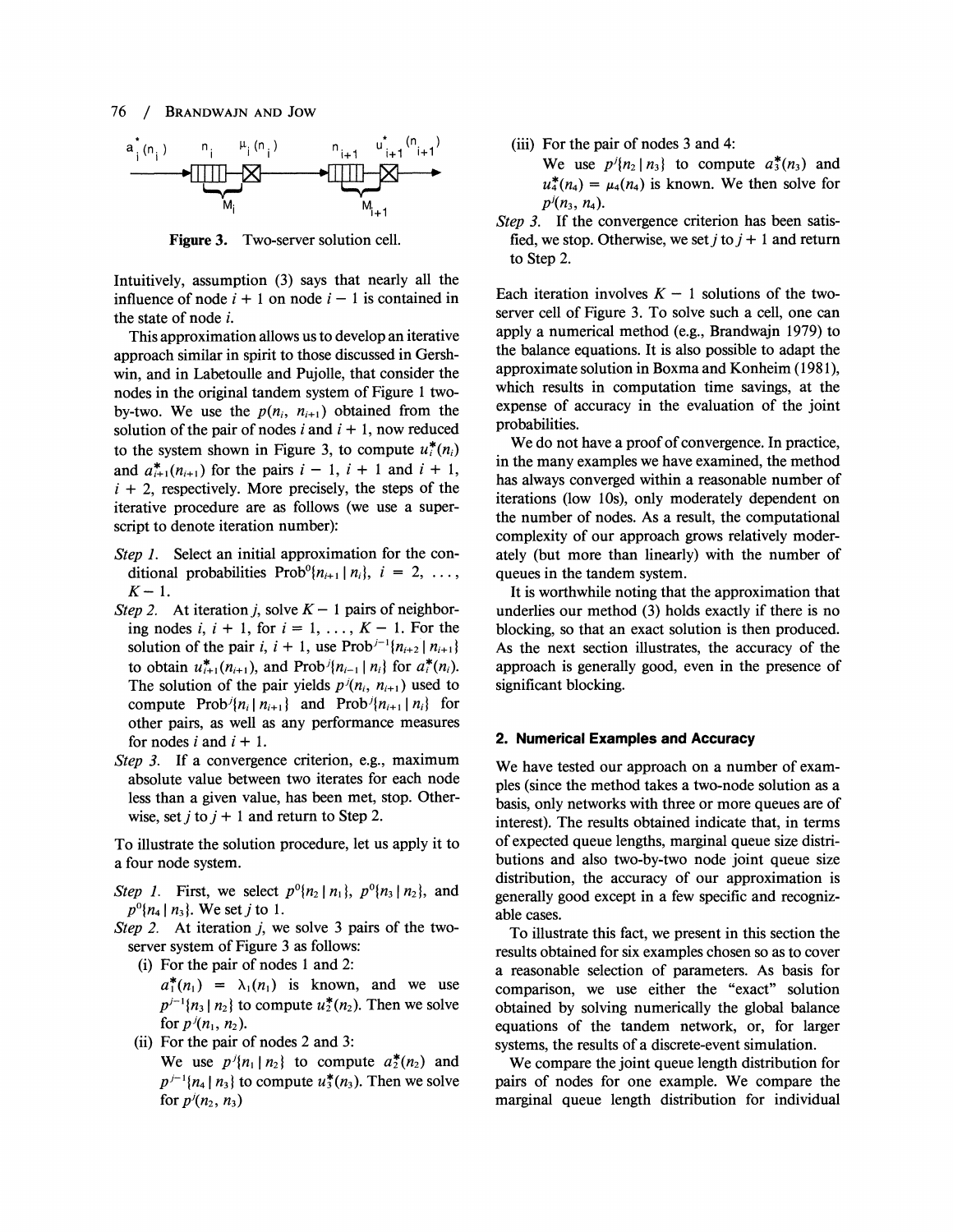**Figure 3.** Two-server solution cell.

Intuitively, assumption (3) says that nearly all the influence of node $i + 1$ on node $i - 1$ is contained in the state of node $i$.

This approximation allows us to develop an iterative approach similar in spirit to those discussed in Gershwin, and in Labetoulle and Pujolle, that consider the nodes in the original tandem system of Figure 1 two-by-two. We use the $p(n_i, n_{i+1})$ obtained from the solution of the pair of nodes $i$ and $i + 1$, now reduced to the system shown in Figure 3, to compute $u_i^*(n_i)$ and $a_{i+1}^*(n_{i+1})$ for the pairs $i - 1$, $i + 1$ and $i + 1$, $i + 2$, respectively. More precisely, the steps of the iterative procedure are as follows (we use a superscript to denote iteration number):

*Step 1.* Select an initial approximation for the conditional probabilities $\text{Prob}^0\{n_{i+1} \mid n_i\}$, $i = 2, \ldots, K - 1$.

*Step 2.* At iteration $j$, solve $K - 1$ pairs of neighboring nodes $i$, $i + 1$, for $i = 1, \ldots, K - 1$. For the solution of the pair $i$, $i + 1$, use $\text{Prob}^{j-1}\{n_{i+2} \mid n_{i+1}\}$ to obtain $u_{i+1}^*(n_{i+1})$, and $\text{Prob}^j\{n_{i-1} \mid n_i\}$ for $a_i^*(n_i)$. The solution of the pair yields $p^j(n_i, n_{i+1})$ used to compute $\text{Prob}^j\{n_i \mid n_{i+1}\}$ and $\text{Prob}^j\{n_{i+1} \mid n_i\}$ for other pairs, as well as any performance measures for nodes $i$ and $i + 1$.

*Step 3.* If a convergence criterion, e.g., maximum absolute value between two iterates for each node less than a given value, has been met, stop. Otherwise, set $j$ to $j + 1$ and return to Step 2.

To illustrate the solution procedure, let us apply it to a four node system.

*Step 1.* First, we select $p^0\{n_2 \mid n_1\}$, $p^0\{n_3 \mid n_2\}$, and $p^0\{n_4 \mid n_3\}$. We set $j$ to 1.

*Step 2.* At iteration $j$, we solve 3 pairs of the two-server system of Figure 3 as follows:

(i) For the pair of nodes 1 and 2:
$a_1^*(n_1) = \lambda_1(n_1)$ is known, and we use $p^{j-1}\{n_3 \mid n_2\}$ to compute $u_2^*(n_2)$. Then we solve for $p^j(n_1, n_2)$.

(ii) For the pair of nodes 2 and 3:
We use $p^j\{n_1 \mid n_2\}$ to compute $a_2^*(n_2)$ and $p^{j-1}\{n_4 \mid n_3\}$ to compute $u_3^*(n_3)$. Then we solve for $p^j(n_2, n_3)$

(iii) For the pair of nodes 3 and 4:
We use $p^j\{n_2 \mid n_3\}$ to compute $a_3^*(n_3)$ and $u_4^*(n_4) = \mu_4(n_4)$ is known. We then solve for $p^j(n_3, n_4)$.

*Step 3.* If the convergence criterion has been satisfied, we stop. Otherwise, we set $j$ to $j + 1$ and return to Step 2.

Each iteration involves $K - 1$ solutions of the two-server cell of Figure 3. To solve such a cell, one can apply a numerical method (e.g., Brandwajn 1979) to the balance equations. It is also possible to adapt the approximate solution in Boxma and Konheim (1981), which results in computation time savings, at the expense of accuracy in the evaluation of the joint probabilities.

We do not have a proof of convergence. In practice, in the many examples we have examined, the method has always converged within a reasonable number of iterations (low 10s), only moderately dependent on the number of nodes. As a result, the computational complexity of our approach grows relatively moderately (but more than linearly) with the number of queues in the tandem system.

It is worthwhile noting that the approximation that underlies our method (3) holds exactly if there is no blocking, so that an exact solution is then produced. As the next section illustrates, the accuracy of the approach is generally good, even in the presence of significant blocking.

## 2. Numerical Examples and Accuracy

We have tested our approach on a number of examples (since the method takes a two-node solution as a basis, only networks with three or more queues are of interest). The results obtained indicate that, in terms of expected queue lengths, marginal queue size distributions and also two-by-two node joint queue size distribution, the accuracy of our approximation is generally good except in a few specific and recognizable cases.

To illustrate this fact, we present in this section the results obtained for six examples chosen so as to cover a reasonable selection of parameters. As basis for comparison, we use either the "exact" solution obtained by solving numerically the global balance equations of the tandem network, or, for larger systems, the results of a discrete-event simulation.

We compare the joint queue length distribution for pairs of nodes for one example. We compare the marginal queue length distribution for individual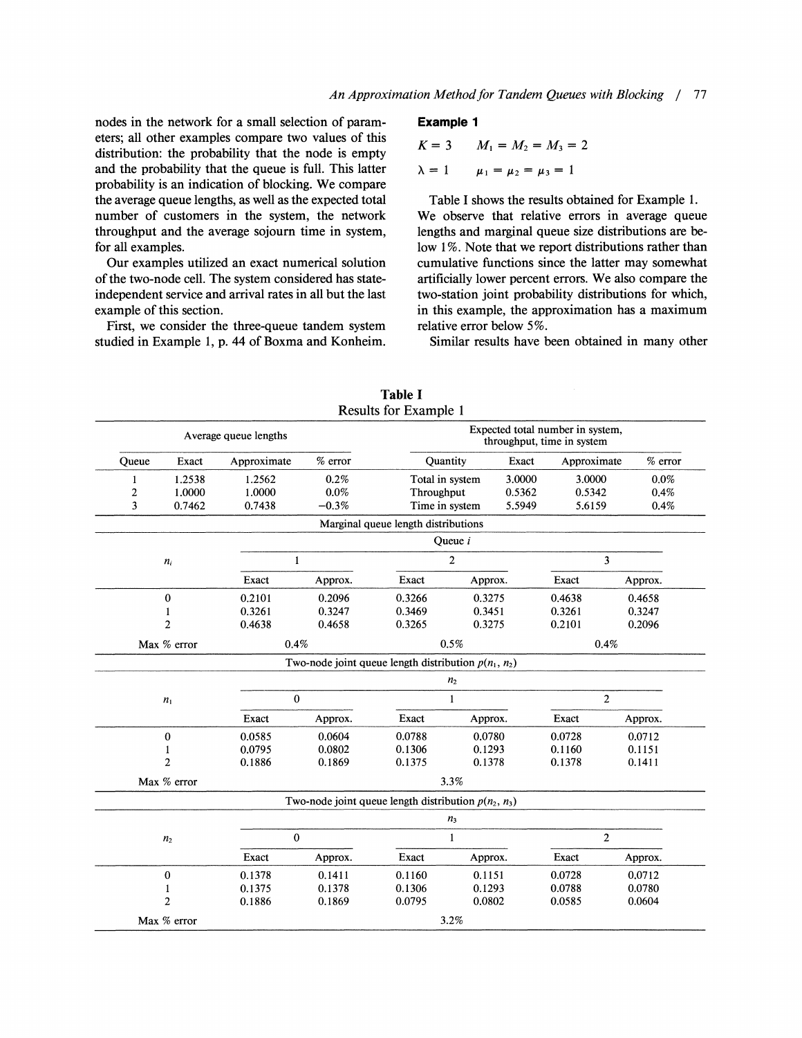nodes in the network for a small selection of parameters; all other examples compare two values of this distribution: the probability that the node is empty and the probability that the queue is full. This latter probability is an indication of blocking. We compare the average queue lengths, as well as the expected total number of customers in the system, the network throughput and the average sojourn time in system, for all examples.

Our examples utilized an exact numerical solution of the two-node cell. The system considered has state-independent service and arrival rates in all but the last example of this section.

First, we consider the three-queue tandem system studied in Example 1, p. 44 of Boxma and Konheim.

**Example 1**

$$K = 3 \qquad M_1 = M_2 = M_3 = 2$$

$$\lambda = 1 \qquad \mu_1 = \mu_2 = \mu_3 = 1$$

Table I shows the results obtained for Example 1. We observe that relative errors in average queue lengths and marginal queue size distributions are below 1%. Note that we report distributions rather than cumulative functions since the latter may somewhat artificially lower percent errors. We also compare the two-station joint probability distributions for which, in this example, the approximation has a maximum relative error below 5%.

Similar results have been obtained in many other

**Table I**
Results for Example 1

| Average queue lengths | | | | Expected total number in system, throughput, time in system | | | |
|---|---|---|---|---|---|---|---|
| Queue | Exact | Approximate | % error | Quantity | Exact | Approximate | % error |
| 1 | 1.2538 | 1.2562 | 0.2% | Total in system | 3.0000 | 3.0000 | 0.0% |
| 2 | 1.0000 | 1.0000 | 0.0% | Throughput | 0.5362 | 0.5342 | 0.4% |
| 3 | 0.7462 | 0.7438 | −0.3% | Time in system | 5.5949 | 5.6159 | 0.4% |

Marginal queue length distributions

| $n_i$ | Queue $i$ = 1 | | 2 | | 3 | |
|---|---|---|---|---|---|---|
| | Exact | Approx. | Exact | Approx. | Exact | Approx. |
| 0 | 0.2101 | 0.2096 | 0.3266 | 0.3275 | 0.4638 | 0.4658 |
| 1 | 0.3261 | 0.3247 | 0.3469 | 0.3451 | 0.3261 | 0.3247 |
| 2 | 0.4638 | 0.4658 | 0.3265 | 0.3275 | 0.2101 | 0.2096 |
| Max % error | 0.4% | | 0.5% | | 0.4% | |

Two-node joint queue length distribution $p(n_1, n_2)$

| $n_1$ | $n_2$ = 0 | | 1 | | 2 | |
|---|---|---|---|---|---|---|
| | Exact | Approx. | Exact | Approx. | Exact | Approx. |
| 0 | 0.0585 | 0.0604 | 0.0788 | 0.0780 | 0.0728 | 0.0712 |
| 1 | 0.0795 | 0.0802 | 0.1306 | 0.1293 | 0.1160 | 0.1151 |
| 2 | 0.1886 | 0.1869 | 0.1375 | 0.1378 | 0.1378 | 0.1411 |
| Max % error | | | 3.3% | | | |

Two-node joint queue length distribution $p(n_2, n_3)$

| $n_2$ | $n_3$ = 0 | | 1 | | 2 | |
|---|---|---|---|---|---|---|
| | Exact | Approx. | Exact | Approx. | Exact | Approx. |
| 0 | 0.1378 | 0.1411 | 0.1160 | 0.1151 | 0.0728 | 0.0712 |
| 1 | 0.1375 | 0.1378 | 0.1306 | 0.1293 | 0.0788 | 0.0780 |
| 2 | 0.1886 | 0.1869 | 0.0795 | 0.0802 | 0.0585 | 0.0604 |
| Max % error | | | 3.2% | | | |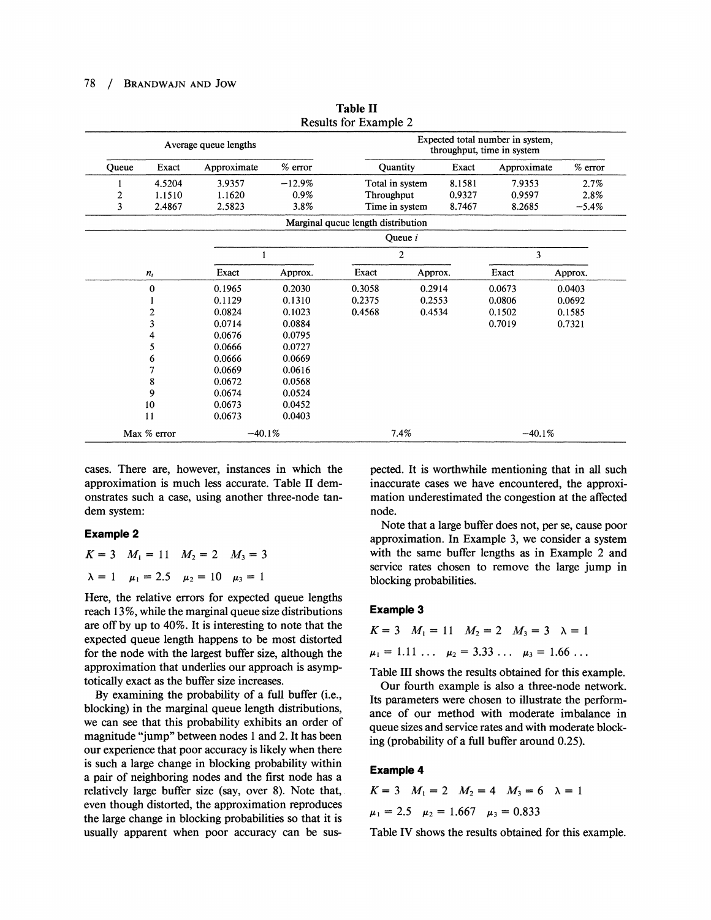**Table II**
Results for Example 2

| Average queue lengths | | | | Expected total number in system, throughput, time in system | | | |
|---|---|---|---|---|---|---|---|
| Queue | Exact | Approximate | % error | Quantity | Exact | Approximate | % error |
| 1 | 4.5204 | 3.9357 | −12.9% | Total in system | 8.1581 | 7.9353 | 2.7% |
| 2 | 1.1510 | 1.1620 | 0.9% | Throughput | 0.9327 | 0.9597 | 2.8% |
| 3 | 2.4867 | 2.5823 | 3.8% | Time in system | 8.7467 | 8.2685 | −5.4% |

Marginal queue length distribution

| | Queue $i$ | | | | | |
|---|---|---|---|---|---|---|
| | 1 | | 2 | | 3 | |
| $n_i$ | Exact | Approx. | Exact | Approx. | Exact | Approx. |
| 0 | 0.1965 | 0.2030 | 0.3058 | 0.2914 | 0.0673 | 0.0403 |
| 1 | 0.1129 | 0.1310 | 0.2375 | 0.2553 | 0.0806 | 0.0692 |
| 2 | 0.0824 | 0.1023 | 0.4568 | 0.4534 | 0.1502 | 0.1585 |
| 3 | 0.0714 | 0.0884 | | | 0.7019 | 0.7321 |
| 4 | 0.0676 | 0.0795 | | | | |
| 5 | 0.0666 | 0.0727 | | | | |
| 6 | 0.0666 | 0.0669 | | | | |
| 7 | 0.0669 | 0.0616 | | | | |
| 8 | 0.0672 | 0.0568 | | | | |
| 9 | 0.0674 | 0.0524 | | | | |
| 10 | 0.0673 | 0.0452 | | | | |
| 11 | 0.0673 | 0.0403 | | | | |
| Max % error | −40.1% | | 7.4% | | −40.1% | |

cases. There are, however, instances in which the approximation is much less accurate. Table II demonstrates such a case, using another three-node tandem system:

**Example 2**

$K = 3 \quad M_1 = 11 \quad M_2 = 2 \quad M_3 = 3$

$\lambda = 1 \quad \mu_1 = 2.5 \quad \mu_2 = 10 \quad \mu_3 = 1$

Here, the relative errors for expected queue lengths reach 13%, while the marginal queue size distributions are off by up to 40%. It is interesting to note that the expected queue length happens to be most distorted for the node with the largest buffer size, although the approximation that underlies our approach is asymptotically exact as the buffer size increases.

By examining the probability of a full buffer (i.e., blocking) in the marginal queue length distributions, we can see that this probability exhibits an order of magnitude "jump" between nodes 1 and 2. It has been our experience that poor accuracy is likely when there is such a large change in blocking probability within a pair of neighboring nodes and the first node has a relatively large buffer size (say, over 8). Note that, even though distorted, the approximation reproduces the large change in blocking probabilities so that it is usually apparent when poor accuracy can be suspected. It is worthwhile mentioning that in all such inaccurate cases we have encountered, the approximation underestimated the congestion at the affected node.

Note that a large buffer does not, per se, cause poor approximation. In Example 3, we consider a system with the same buffer lengths as in Example 2 and service rates chosen to remove the large jump in blocking probabilities.

**Example 3**

$K = 3 \quad M_1 = 11 \quad M_2 = 2 \quad M_3 = 3 \quad \lambda = 1$

$\mu_1 = 1.11 \ldots \quad \mu_2 = 3.33 \ldots \quad \mu_3 = 1.66 \ldots$

Table III shows the results obtained for this example.

Our fourth example is also a three-node network. Its parameters were chosen to illustrate the performance of our method with moderate imbalance in queue sizes and service rates and with moderate blocking (probability of a full buffer around 0.25).

**Example 4**

$K = 3 \quad M_1 = 2 \quad M_2 = 4 \quad M_3 = 6 \quad \lambda = 1$

$\mu_1 = 2.5 \quad \mu_2 = 1.667 \quad \mu_3 = 0.833$

Table IV shows the results obtained for this example.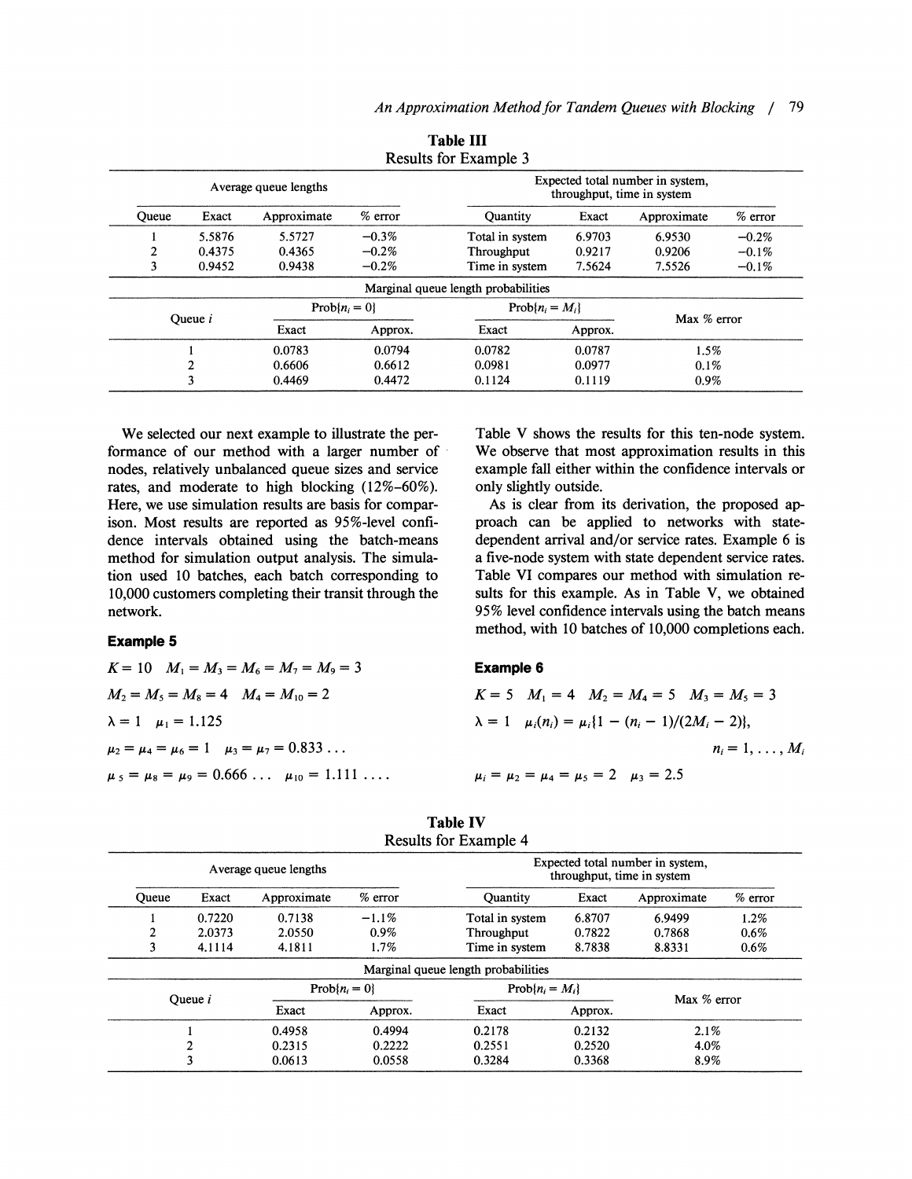**Table III**
Results for Example 3

| Average queue lengths | | | | Expected total number in system, throughput, time in system | | | |
|---|---|---|---|---|---|---|---|
| Queue | Exact | Approximate | % error | Quantity | Exact | Approximate | % error |
| 1 | 5.5876 | 5.5727 | −0.3% | Total in system | 6.9703 | 6.9530 | −0.2% |
| 2 | 0.4375 | 0.4365 | −0.2% | Throughput | 0.9217 | 0.9206 | −0.1% |
| 3 | 0.9452 | 0.9438 | −0.2% | Time in system | 7.5624 | 7.5526 | −0.1% |

Marginal queue length probabilities

| Queue $i$ | Prob$\{n_i = 0\}$ | | Prob$\{n_i = M_i\}$ | | Max % error |
|---|---|---|---|---|---|
| | Exact | Approx. | Exact | Approx. | |
| 1 | 0.0783 | 0.0794 | 0.0782 | 0.0787 | 1.5% |
| 2 | 0.6606 | 0.6612 | 0.0981 | 0.0977 | 0.1% |
| 3 | 0.4469 | 0.4472 | 0.1124 | 0.1119 | 0.9% |

We selected our next example to illustrate the performance of our method with a larger number of nodes, relatively unbalanced queue sizes and service rates, and moderate to high blocking (12%–60%). Here, we use simulation results are basis for comparison. Most results are reported as 95%-level confidence intervals obtained using the batch-means method for simulation output analysis. The simulation used 10 batches, each batch corresponding to 10,000 customers completing their transit through the network.

**Example 5**

$K = 10 \quad M_1 = M_3 = M_6 = M_7 = M_9 = 3$

$M_2 = M_5 = M_8 = 4 \quad M_4 = M_{10} = 2$

$\lambda = 1 \quad \mu_1 = 1.125$

$\mu_2 = \mu_4 = \mu_6 = 1 \quad \mu_3 = \mu_7 = 0.833\ldots$

$\mu_5 = \mu_8 = \mu_9 = 0.666\ldots \quad \mu_{10} = 1.111\ldots.$

Table V shows the results for this ten-node system. We observe that most approximation results in this example fall either within the confidence intervals or only slightly outside.

As is clear from its derivation, the proposed approach can be applied to networks with state-dependent arrival and/or service rates. Example 6 is a five-node system with state dependent service rates. Table VI compares our method with simulation results for this example. As in Table V, we obtained 95% level confidence intervals using the batch means method, with 10 batches of 10,000 completions each.

**Example 6**

$K = 5 \quad M_1 = 4 \quad M_2 = M_4 = 5 \quad M_3 = M_5 = 3$

$\lambda = 1 \quad \mu_i(n_i) = \mu_i\{1 - (n_i - 1)/(2M_i - 2)\}, \quad n_i = 1, \ldots, M_i$

$\mu_i = \mu_2 = \mu_4 = \mu_5 = 2 \quad \mu_3 = 2.5$

**Table IV**
Results for Example 4

| Average queue lengths | | | | Expected total number in system, throughput, time in system | | | |
|---|---|---|---|---|---|---|---|
| Queue | Exact | Approximate | % error | Quantity | Exact | Approximate | % error |
| 1 | 0.7220 | 0.7138 | −1.1% | Total in system | 6.8707 | 6.9499 | 1.2% |
| 2 | 2.0373 | 2.0550 | 0.9% | Throughput | 0.7822 | 0.7868 | 0.6% |
| 3 | 4.1114 | 4.1811 | 1.7% | Time in system | 8.7838 | 8.8331 | 0.6% |

Marginal queue length probabilities

| Queue $i$ | Prob$\{n_i = 0\}$ | | Prob$\{n_i = M_i\}$ | | Max % error |
|---|---|---|---|---|---|
| | Exact | Approx. | Exact | Approx. | |
| 1 | 0.4958 | 0.4994 | 0.2178 | 0.2132 | 2.1% |
| 2 | 0.2315 | 0.2222 | 0.2551 | 0.2520 | 4.0% |
| 3 | 0.0613 | 0.0558 | 0.3284 | 0.3368 | 8.9% |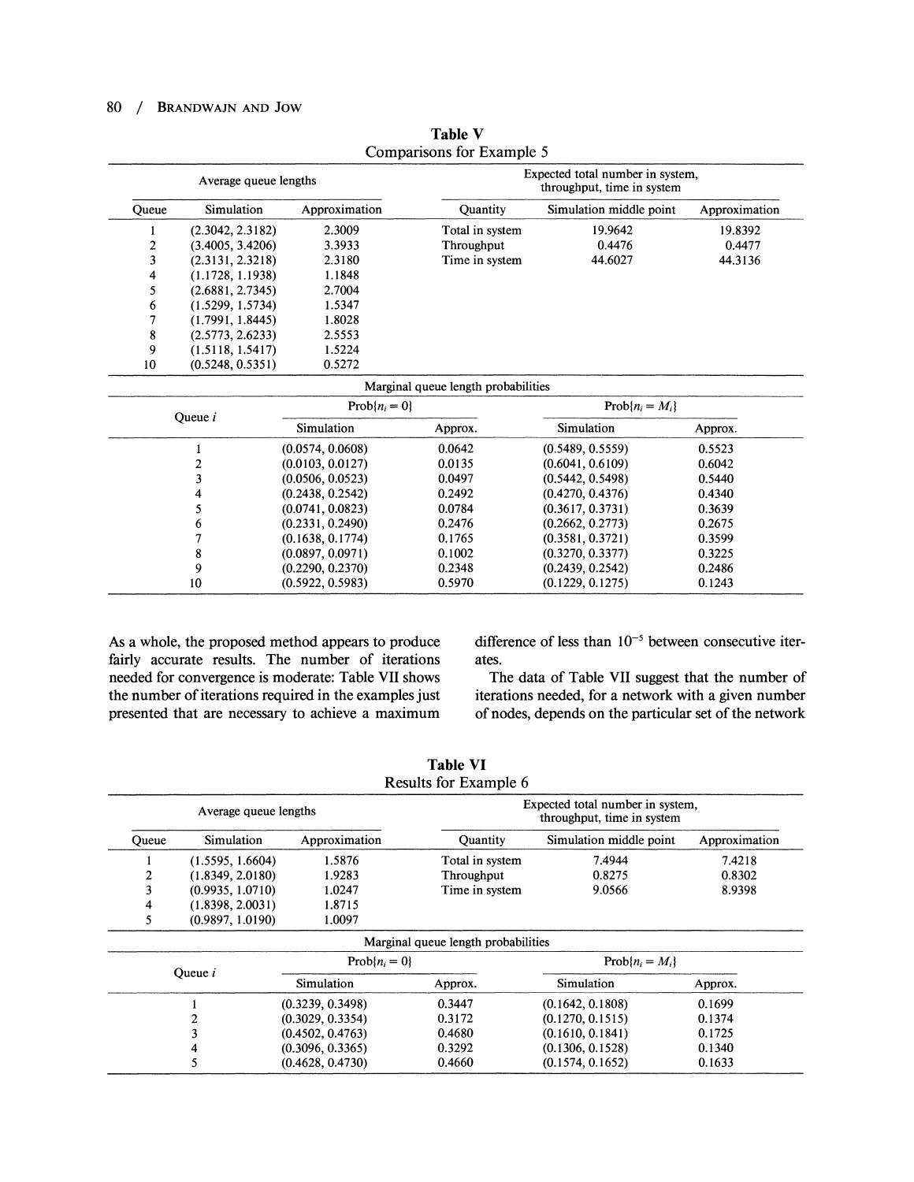**Table V**
Comparisons for Example 5

| Average queue lengths | | | Expected total number in system, throughput, time in system | | |
|---|---|---|---|---|---|
| Queue | Simulation | Approximation | Quantity | Simulation middle point | Approximation |
| 1 | (2.3042, 2.3182) | 2.3009 | Total in system | 19.9642 | 19.8392 |
| 2 | (3.4005, 3.4206) | 3.3933 | Throughput | 0.4476 | 0.4477 |
| 3 | (2.3131, 2.3218) | 2.3180 | Time in system | 44.6027 | 44.3136 |
| 4 | (1.1728, 1.1938) | 1.1848 | | | |
| 5 | (2.6881, 2.7345) | 2.7004 | | | |
| 6 | (1.5299, 1.5734) | 1.5347 | | | |
| 7 | (1.7991, 1.8445) | 1.8028 | | | |
| 8 | (2.5773, 2.6233) | 2.5553 | | | |
| 9 | (1.5118, 1.5417) | 1.5224 | | | |
| 10 | (0.5248, 0.5351) | 0.5272 | | | |

Marginal queue length probabilities

| Queue $i$ | Prob$\{n_i = 0\}$ | | Prob$\{n_i = M_i\}$ | |
|---|---|---|---|---|
| | Simulation | Approx. | Simulation | Approx. |
| 1 | (0.0574, 0.0608) | 0.0642 | (0.5489, 0.5559) | 0.5523 |
| 2 | (0.0103, 0.0127) | 0.0135 | (0.6041, 0.6109) | 0.6042 |
| 3 | (0.0506, 0.0523) | 0.0497 | (0.5442, 0.5498) | 0.5440 |
| 4 | (0.2438, 0.2542) | 0.2492 | (0.4270, 0.4376) | 0.4340 |
| 5 | (0.0741, 0.0823) | 0.0784 | (0.3617, 0.3731) | 0.3639 |
| 6 | (0.2331, 0.2490) | 0.2476 | (0.2662, 0.2773) | 0.2675 |
| 7 | (0.1638, 0.1774) | 0.1765 | (0.3581, 0.3721) | 0.3599 |
| 8 | (0.0897, 0.0971) | 0.1002 | (0.3270, 0.3377) | 0.3225 |
| 9 | (0.2290, 0.2370) | 0.2348 | (0.2439, 0.2542) | 0.2486 |
| 10 | (0.5922, 0.5983) | 0.5970 | (0.1229, 0.1275) | 0.1243 |

As a whole, the proposed method appears to produce fairly accurate results. The number of iterations needed for convergence is moderate: Table VII shows the number of iterations required in the examples just presented that are necessary to achieve a maximum difference of less than $10^{-5}$ between consecutive iterates.

The data of Table VII suggest that the number of iterations needed, for a network with a given number of nodes, depends on the particular set of the network

**Table VI**
Results for Example 6

| Average queue lengths | | | Expected total number in system, throughput, time in system | | |
|---|---|---|---|---|---|
| Queue | Simulation | Approximation | Quantity | Simulation middle point | Approximation |
| 1 | (1.5595, 1.6604) | 1.5876 | Total in system | 7.4944 | 7.4218 |
| 2 | (1.8349, 2.0180) | 1.9283 | Throughput | 0.8275 | 0.8302 |
| 3 | (0.9935, 1.0710) | 1.0247 | Time in system | 9.0566 | 8.9398 |
| 4 | (1.8398, 2.0031) | 1.8715 | | | |
| 5 | (0.9897, 1.0190) | 1.0097 | | | |

Marginal queue length probabilities

| Queue $i$ | Prob$\{n_i = 0\}$ | | Prob$\{n_i = M_i\}$ | |
|---|---|---|---|---|
| | Simulation | Approx. | Simulation | Approx. |
| 1 | (0.3239, 0.3498) | 0.3447 | (0.1642, 0.1808) | 0.1699 |
| 2 | (0.3029, 0.3354) | 0.3172 | (0.1270, 0.1515) | 0.1374 |
| 3 | (0.4502, 0.4763) | 0.4680 | (0.1610, 0.1841) | 0.1725 |
| 4 | (0.3096, 0.3365) | 0.3292 | (0.1306, 0.1528) | 0.1340 |
| 5 | (0.4628, 0.4730) | 0.4660 | (0.1574, 0.1652) | 0.1633 |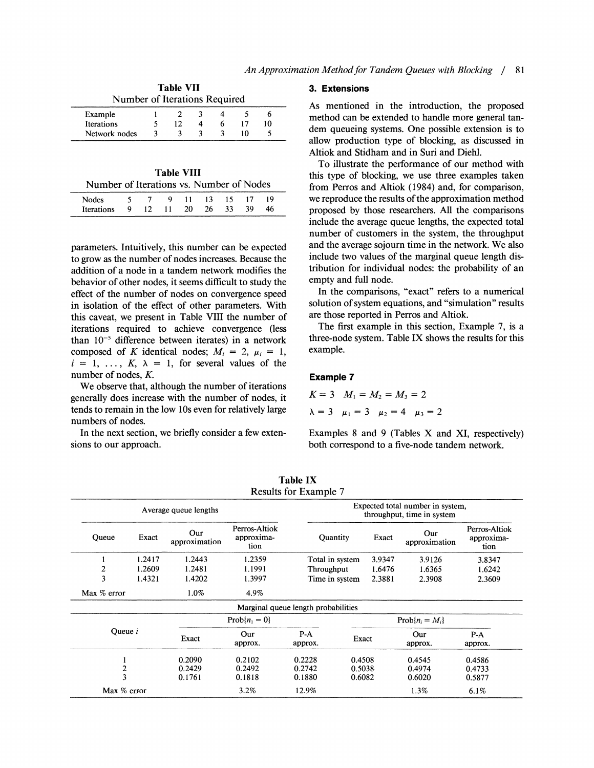**Table VII**
Number of Iterations Required

| Example | 1 | 2 | 3 | 4 | 5 | 6 |
|---|---|---|---|---|---|---|
| Iterations | 5 | 12 | 4 | 6 | 17 | 10 |
| Network nodes | 3 | 3 | 3 | 3 | 10 | 5 |

**Table VIII**
Number of Iterations vs. Number of Nodes

| Nodes | 5 | 7 | 9 | 11 | 13 | 15 | 17 | 19 |
|---|---|---|---|---|---|---|---|---|
| Iterations | 9 | 12 | 11 | 20 | 26 | 33 | 39 | 46 |

parameters. Intuitively, this number can be expected to grow as the number of nodes increases. Because the addition of a node in a tandem network modifies the behavior of other nodes, it seems difficult to study the effect of the number of nodes on convergence speed in isolation of the effect of other parameters. With this caveat, we present in Table VIII the number of iterations required to achieve convergence (less than $10^{-5}$ difference between iterates) in a network composed of $K$ identical nodes; $M_i = 2$, $\mu_i = 1$, $i = 1, \ldots, K$, $\lambda = 1$, for several values of the number of nodes, $K$.

We observe that, although the number of iterations generally does increase with the number of nodes, it tends to remain in the low 10s even for relatively large numbers of nodes.

In the next section, we briefly consider a few extensions to our approach.

### 3. Extensions

As mentioned in the introduction, the proposed method can be extended to handle more general tandem queueing systems. One possible extension is to allow production type of blocking, as discussed in Altiok and Stidham and in Suri and Diehl.

To illustrate the performance of our method with this type of blocking, we use three examples taken from Perros and Altiok (1984) and, for comparison, we reproduce the results of the approximation method proposed by those researchers. All the comparisons include the average queue lengths, the expected total number of customers in the system, the throughput and the average sojourn time in the network. We also include two values of the marginal queue length distribution for individual nodes: the probability of an empty and full node.

In the comparisons, "exact" refers to a numerical solution of system equations, and "simulation" results are those reported in Perros and Altiok.

The first example in this section, Example 7, is a three-node system. Table IX shows the results for this example.

#### Example 7

$K = 3 \quad M_1 = M_2 = M_3 = 2$

$\lambda = 3 \quad \mu_1 = 3 \quad \mu_2 = 4 \quad \mu_3 = 2$

Examples 8 and 9 (Tables X and XI, respectively) both correspond to a five-node tandem network.

**Table IX**
Results for Example 7

| Average queue lengths | | | | Expected total number in system, throughput, time in system | | | |
|---|---|---|---|---|---|---|---|
| Queue | Exact | Our approximation | Perros-Altiok approximation | Quantity | Exact | Our approximation | Perros-Altiok approximation |
| 1 | 1.2417 | 1.2443 | 1.2359 | Total in system | 3.9347 | 3.9126 | 3.8347 |
| 2 | 1.2609 | 1.2481 | 1.1991 | Throughput | 1.6476 | 1.6365 | 1.6242 |
| 3 | 1.4321 | 1.4202 | 1.3997 | Time in system | 2.3881 | 2.3908 | 2.3609 |
| Max % error | | 1.0% | 4.9% | | | | |

Marginal queue length probabilities

| Queue $i$ | Prob$\{n_i = 0\}$ Exact | Prob$\{n_i = 0\}$ Our approx. | Prob$\{n_i = 0\}$ P-A approx. | Prob$\{n_i = M_i\}$ Exact | Prob$\{n_i = M_i\}$ Our approx. | Prob$\{n_i = M_i\}$ P-A approx. |
|---|---|---|---|---|---|---|
| 1 | 0.2090 | 0.2102 | 0.2228 | 0.4508 | 0.4545 | 0.4586 |
| 2 | 0.2429 | 0.2492 | 0.2742 | 0.5038 | 0.4974 | 0.4733 |
| 3 | 0.1761 | 0.1818 | 0.1880 | 0.6082 | 0.6020 | 0.5877 |
| Max % error | | 3.2% | 12.9% | | 1.3% | 6.1% |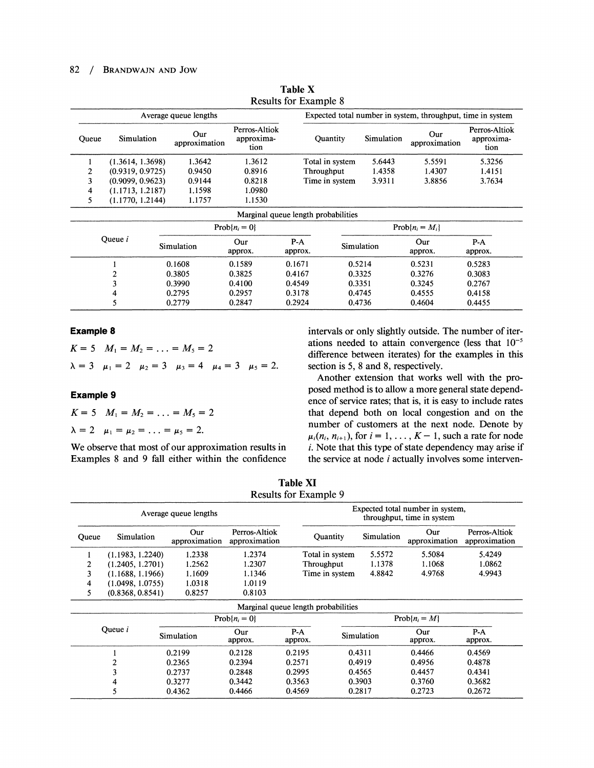**Table X**
Results for Example 8

| Average queue lengths | | | | Expected total number in system, throughput, time in system | | | |
|---|---|---|---|---|---|---|---|
| Queue | Simulation | Our approximation | Perros-Altiok approximation | Quantity | Simulation | Our approximation | Perros-Altiok approximation |
| 1 | (1.3614, 1.3698) | 1.3642 | 1.3612 | Total in system | 5.6443 | 5.5591 | 5.3256 |
| 2 | (0.9319, 0.9725) | 0.9450 | 0.8916 | Throughput | 1.4358 | 1.4307 | 1.4151 |
| 3 | (0.9099, 0.9623) | 0.9144 | 0.8218 | Time in system | 3.9311 | 3.8856 | 3.7634 |
| 4 | (1.1713, 1.2187) | 1.1598 | 1.0980 | | | | |
| 5 | (1.1770, 1.2144) | 1.1757 | 1.1530 | | | | |

Marginal queue length probabilities

| Queue $i$ | Prob$\{n_i = 0\}$ Simulation | Our approx. | P-A approx. | Prob$\{n_i = M_i\}$ Simulation | Our approx. | P-A approx. |
|---|---|---|---|---|---|---|
| 1 | 0.1608 | 0.1589 | 0.1671 | 0.5214 | 0.5231 | 0.5283 |
| 2 | 0.3805 | 0.3825 | 0.4167 | 0.3325 | 0.3276 | 0.3083 |
| 3 | 0.3990 | 0.4100 | 0.4549 | 0.3351 | 0.3245 | 0.2767 |
| 4 | 0.2795 | 0.2957 | 0.3178 | 0.4745 | 0.4555 | 0.4158 |
| 5 | 0.2779 | 0.2847 | 0.2924 | 0.4736 | 0.4604 | 0.4455 |

**Example 8**

$K = 5 \quad M_1 = M_2 = \ldots = M_5 = 2$

$\lambda = 3 \quad \mu_1 = 2 \quad \mu_2 = 3 \quad \mu_3 = 4 \quad \mu_4 = 3 \quad \mu_5 = 2.$

**Example 9**

$K = 5 \quad M_1 = M_2 = \ldots = M_5 = 2$

$\lambda = 2 \quad \mu_1 = \mu_2 = \ldots = \mu_5 = 2.$

We observe that most of our approximation results in Examples 8 and 9 fall either within the confidence intervals or only slightly outside. The number of iterations needed to attain convergence (less that $10^{-5}$ difference between iterates) for the examples in this section is 5, 8 and 8, respectively.

Another extension that works well with the proposed method is to allow a more general state dependence of service rates; that is, it is easy to include rates that depend both on local congestion and on the number of customers at the next node. Denote by $\mu_i(n_i, n_{i+1})$, for $i = 1, \ldots, K-1$, such a rate for node $i$. Note that this type of state dependency may arise if the service at node $i$ actually involves some interven-

**Table XI**
Results for Example 9

| Average queue lengths | | | | Expected total number in system, throughput, time in system | | | |
|---|---|---|---|---|---|---|---|
| Queue | Simulation | Our approximation | Perros-Altiok approximation | Quantity | Simulation | Our approximation | Perros-Altiok approximation |
| 1 | (1.1983, 1.2240) | 1.2338 | 1.2374 | Total in system | 5.5572 | 5.5084 | 5.4249 |
| 2 | (1.2405, 1.2701) | 1.2562 | 1.2307 | Throughput | 1.1378 | 1.1068 | 1.0862 |
| 3 | (1.1688, 1.1966) | 1.1609 | 1.1346 | Time in system | 4.8842 | 4.9768 | 4.9943 |
| 4 | (1.0498, 1.0755) | 1.0318 | 1.0119 | | | | |
| 5 | (0.8368, 0.8541) | 0.8257 | 0.8103 | | | | |

Marginal queue length probabilities

| Queue $i$ | Prob$\{n_i = 0\}$ Simulation | Our approx. | P-A approx. | Prob$\{n_i = M\}$ Simulation | Our approx. | P-A approx. |
|---|---|---|---|---|---|---|
| 1 | 0.2199 | 0.2128 | 0.2195 | 0.4311 | 0.4466 | 0.4569 |
| 2 | 0.2365 | 0.2394 | 0.2571 | 0.4919 | 0.4956 | 0.4878 |
| 3 | 0.2737 | 0.2848 | 0.2995 | 0.4565 | 0.4457 | 0.4341 |
| 4 | 0.3277 | 0.3442 | 0.3563 | 0.3903 | 0.3760 | 0.3682 |
| 5 | 0.4362 | 0.4466 | 0.4569 | 0.2817 | 0.2723 | 0.2672 |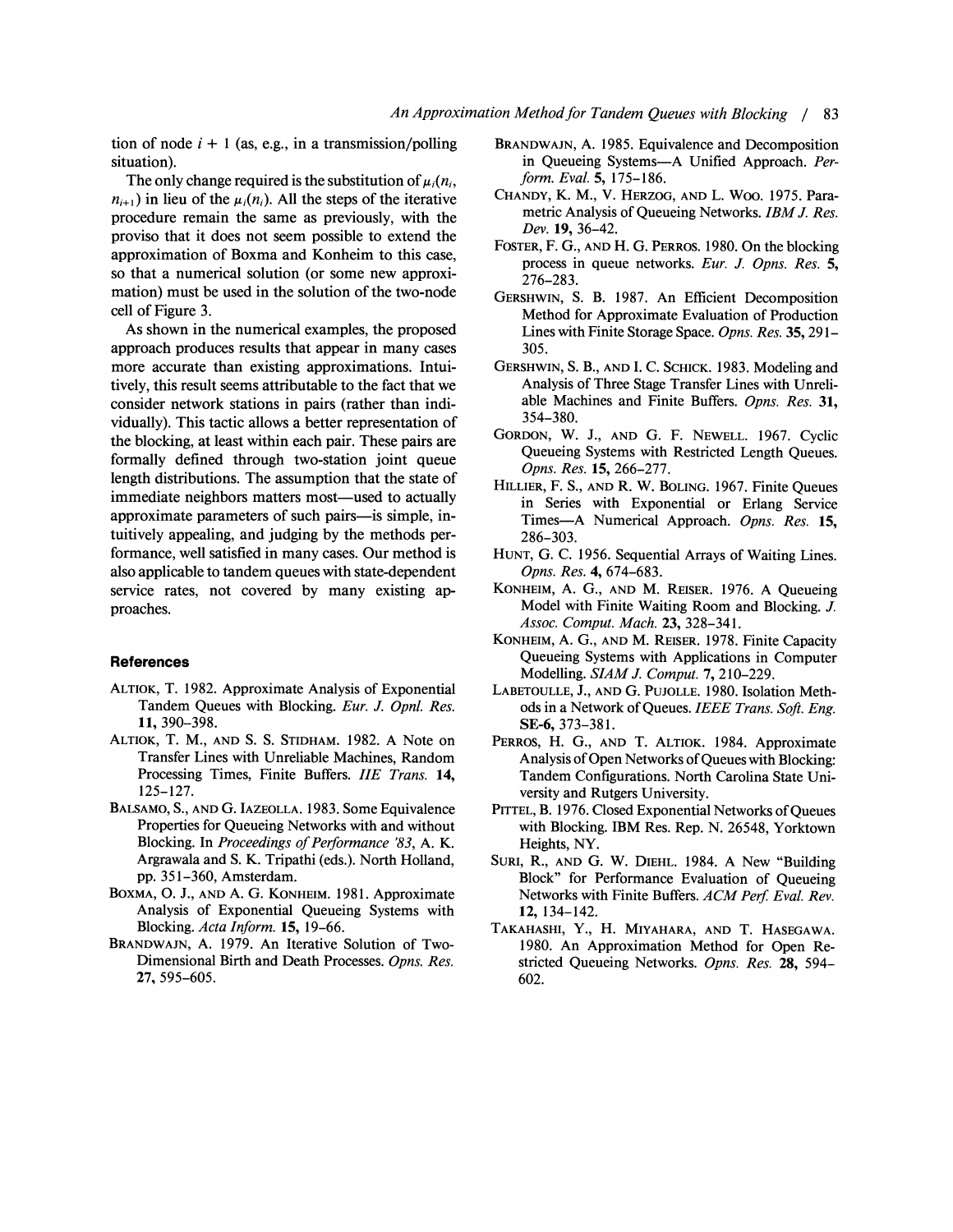tion of node $i + 1$ (as, e.g., in a transmission/polling situation).

The only change required is the substitution of $\mu_i(n_i, n_{i+1})$ in lieu of the $\mu_i(n_i)$. All the steps of the iterative procedure remain the same as previously, with the proviso that it does not seem possible to extend the approximation of Boxma and Konheim to this case, so that a numerical solution (or some new approximation) must be used in the solution of the two-node cell of Figure 3.

As shown in the numerical examples, the proposed approach produces results that appear in many cases more accurate than existing approximations. Intuitively, this result seems attributable to the fact that we consider network stations in pairs (rather than individually). This tactic allows a better representation of the blocking, at least within each pair. These pairs are formally defined through two-station joint queue length distributions. The assumption that the state of immediate neighbors matters most—used to actually approximate parameters of such pairs—is simple, intuitively appealing, and judging by the methods performance, well satisfied in many cases. Our method is also applicable to tandem queues with state-dependent service rates, not covered by many existing approaches.

## References

ALTIOK, T. 1982. Approximate Analysis of Exponential Tandem Queues with Blocking. *Eur. J. Opnl. Res.* **11,** 390–398.

ALTIOK, T. M., AND S. S. STIDHAM. 1982. A Note on Transfer Lines with Unreliable Machines, Random Processing Times, Finite Buffers. *IIE Trans.* **14,** 125–127.

BALSAMO, S., AND G. IAZEOLLA. 1983. Some Equivalence Properties for Queueing Networks with and without Blocking. In *Proceedings of Performance '83*, A. K. Argrawala and S. K. Tripathi (eds.). North Holland, pp. 351–360, Amsterdam.

BOXMA, O. J., AND A. G. KONHEIM. 1981. Approximate Analysis of Exponential Queueing Systems with Blocking. *Acta Inform.* **15,** 19–66.

BRANDWAJN, A. 1979. An Iterative Solution of Two-Dimensional Birth and Death Processes. *Opns. Res.* **27,** 595–605.

BRANDWAJN, A. 1985. Equivalence and Decomposition in Queueing Systems—A Unified Approach. *Perform. Eval.* **5,** 175–186.

CHANDY, K. M., V. HERZOG, AND L. WOO. 1975. Parametric Analysis of Queueing Networks. *IBM J. Res. Dev.* **19,** 36–42.

FOSTER, F. G., AND H. G. PERROS. 1980. On the blocking process in queue networks. *Eur. J. Opns. Res.* **5,** 276–283.

GERSHWIN, S. B. 1987. An Efficient Decomposition Method for Approximate Evaluation of Production Lines with Finite Storage Space. *Opns. Res.* **35,** 291–305.

GERSHWIN, S. B., AND I. C. SCHICK. 1983. Modeling and Analysis of Three Stage Transfer Lines with Unreliable Machines and Finite Buffers. *Opns. Res.* **31,** 354–380.

GORDON, W. J., AND G. F. NEWELL. 1967. Cyclic Queueing Systems with Restricted Length Queues. *Opns. Res.* **15,** 266–277.

HILLIER, F. S., AND R. W. BOLING. 1967. Finite Queues in Series with Exponential or Erlang Service Times—A Numerical Approach. *Opns. Res.* **15,** 286–303.

HUNT, G. C. 1956. Sequential Arrays of Waiting Lines. *Opns. Res.* **4,** 674–683.

KONHEIM, A. G., AND M. REISER. 1976. A Queueing Model with Finite Waiting Room and Blocking. *J. Assoc. Comput. Mach.* **23,** 328–341.

KONHEIM, A. G., AND M. REISER. 1978. Finite Capacity Queueing Systems with Applications in Computer Modelling. *SIAM J. Comput.* **7,** 210–229.

LABETOULLE, J., AND G. PUJOLLE. 1980. Isolation Methods in a Network of Queues. *IEEE Trans. Soft. Eng.* **SE-6,** 373–381.

PERROS, H. G., AND T. ALTIOK. 1984. Approximate Analysis of Open Networks of Queues with Blocking: Tandem Configurations. North Carolina State University and Rutgers University.

PITTEL, B. 1976. Closed Exponential Networks of Queues with Blocking. IBM Res. Rep. N. 26548, Yorktown Heights, NY.

SURI, R., AND G. W. DIEHL. 1984. A New "Building Block" for Performance Evaluation of Queueing Networks with Finite Buffers. *ACM Perf. Eval. Rev.* **12,** 134–142.

TAKAHASHI, Y., H. MIYAHARA, AND T. HASEGAWA. 1980. An Approximation Method for Open Restricted Queueing Networks. *Opns. Res.* **28,** 594–602.